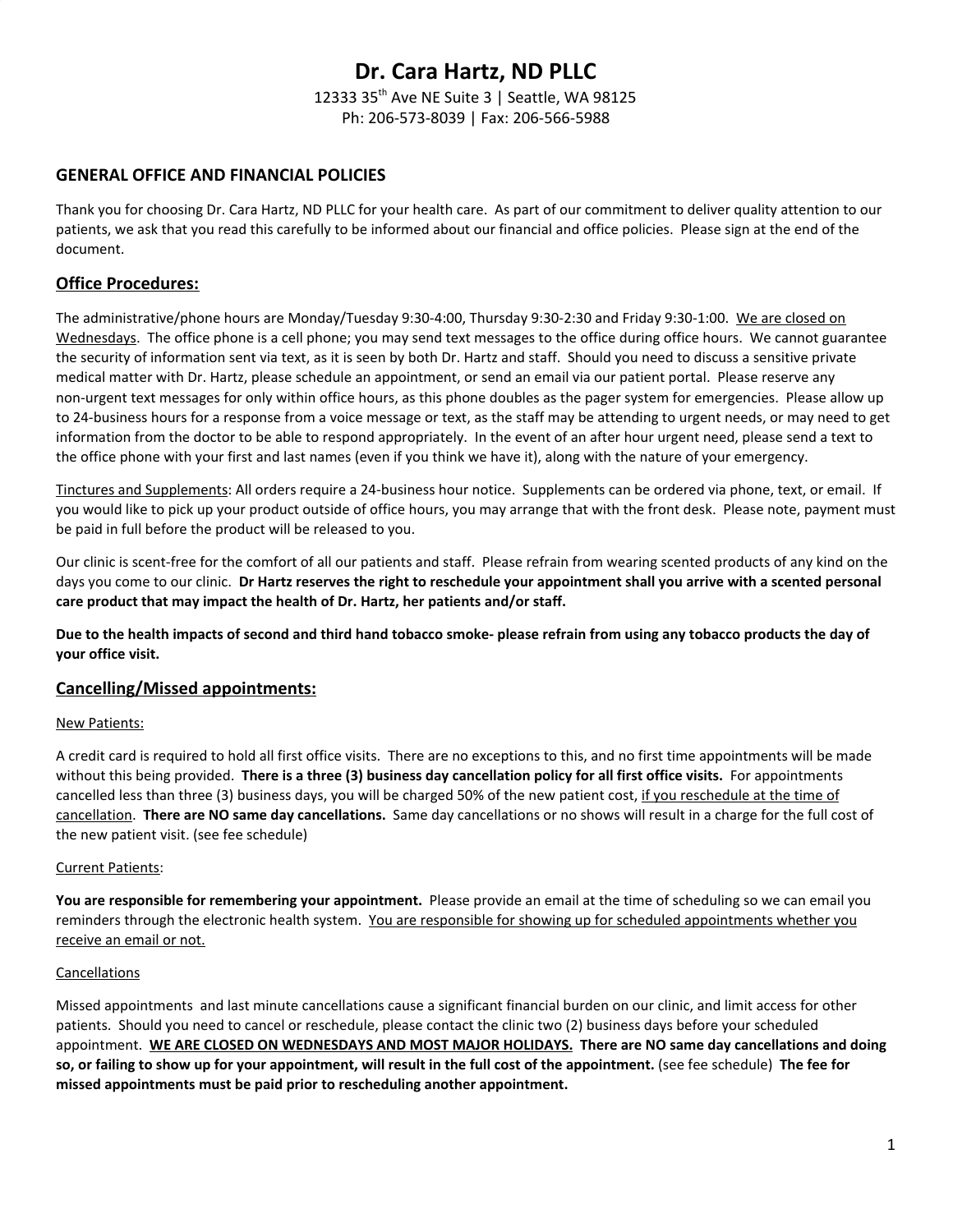# Dr. Cara Hartz, ND PLLC

12333 35th Ave NE Suite 3 | Seattle, WA 98125

Ph: 206-573-8039 | Fax: 206-566-5988

### GENERAL OFFICE AND FINANCIAL POLICIES

Thank you for choosing Dr. Cara Hartz, ND PLLC for your health care. As part of our commitment to deliver quality attention to our patients, we ask that you read this carefully to be informed about our financial and office policies. Please sign at the end of the document.

## Office Procedures:

The administrative/phone hours are Monday/Tuesday 9:30-4:00, Thursday 9:30-2:30 and Friday 9:30-1:00. We are closed on Wednesdays. The office phone is a cell phone; you may send text messages to the office during office hours. We cannot guarantee the security of information sent via text, as it is seen by both Dr. Hartz and staff. Should you need to discuss a sensitive private medical matter with Dr. Hartz, please schedule an appointment, or send an email via our patient portal. Please reserve any non-urgent text messages for only within office hours, as this phone doubles as the pager system for emergencies. Please allow up to 24-business hours for a response from a voice message or text, as the staff may be attending to urgent needs, or may need to get information from the doctor to be able to respond appropriately. In the event of an after hour urgent need, please send a text to the office phone with your first and last names (even if you think we have it), along with the nature of your emergency.

Tinctures and Supplements: All orders require a 24-business hour notice. Supplements can be ordered via phone, text, or email. If you would like to pick up your product outside of office hours, you may arrange that with the front desk. Please note, payment must be paid in full before the product will be released to you.

Our clinic is scent-free for the comfort of all our patients and staff. Please refrain from wearing scented products of any kind on the days you come to our clinic. **Dr Hartz reserves the right to reschedule your appointment shall you arrive with a scented personal care product that may impact the health of Dr. Hartz, her patients and/or staff.**

**Due to the health impacts of second and third hand tobacco smoke- please refrain from using any tobacco products the day of your office visit.**

## Cancelling/Missed appointments:

New Patients:

A credit card is required to hold all first office visits. There are no exceptions to this, and no first time appointments will be made without this being provided. **There is a three (3) business day cancellation policy for all first office visits.** For appointments cancelled less than three (3) business days, you will be charged 50% of the new patient cost, if you reschedule at the time of cancellation. **There are NO same day cancellations.** Same day cancellations or no shows will result in a charge for the full cost of the new patient visit. (see fee schedule)

Current Patients:

**You are responsible for remembering your appointment.** Please provide an email at the time of scheduling so we can email you reminders through the electronic health system. You are responsible for showing up for scheduled appointments whether you receive an email or not.

Cancellations

Missed appointments and last minute cancellations cause a significant financial burden on our clinic, and limit access for other patients. Should you need to cancel or reschedule, please contact the clinic two (2) business days before your scheduled appointment. **WE ARE CLOSED ON WEDNESDAYS AND MOST MAJOR HOLIDAYS. There are NO same day cancellations and doing so, or failing to show up for your appointment, will result in the full cost of the appointment.** (see fee schedule) **The fee for missed appointments must be paid prior to rescheduling another appointment.**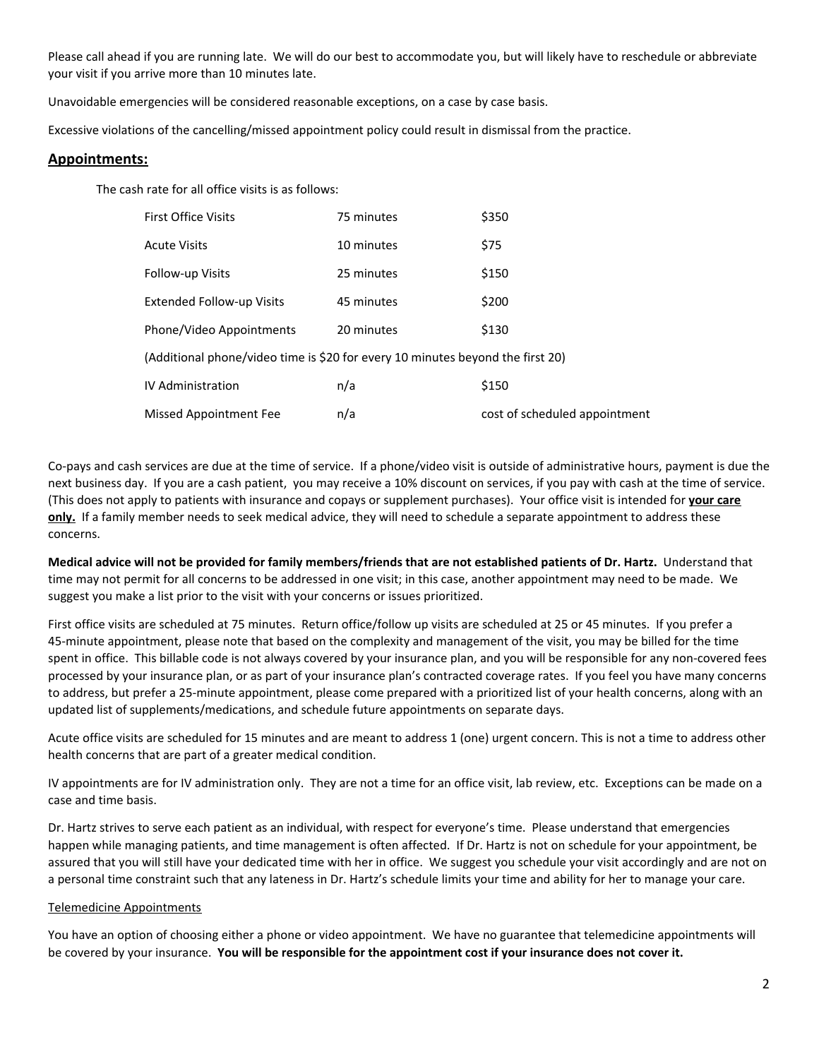Please call ahead if you are running late. We will do our best to accommodate you, but will likely have to reschedule or abbreviate your visit if you arrive more than 10 minutes late.

Unavoidable emergencies will be considered reasonable exceptions, on a case by case basis.

Excessive violations of the cancelling/missed appointment policy could result in dismissal from the practice.

## Appointments:

The cash rate for all office visits is as follows:

| | | |
|---|---|---|
| First Office Visits | 75 minutes | $350 |
| Acute Visits | 10 minutes | $75 |
| Follow-up Visits | 25 minutes | $150 |
| Extended Follow-up Visits | 45 minutes | $200 |
| Phone/Video Appointments | 20 minutes | $130 |
| (Additional phone/video time is $20 for every 10 minutes beyond the first 20) | | |
| IV Administration | n/a | $150 |
| Missed Appointment Fee | n/a | cost of scheduled appointment |

Co-pays and cash services are due at the time of service. If a phone/video visit is outside of administrative hours, payment is due the next business day. If you are a cash patient, you may receive a 10% discount on services, if you pay with cash at the time of service. (This does not apply to patients with insurance and copays or supplement purchases). Your office visit is intended for **your care only.** If a family member needs to seek medical advice, they will need to schedule a separate appointment to address these concerns.

**Medical advice will not be provided for family members/friends that are not established patients of Dr. Hartz.** Understand that time may not permit for all concerns to be addressed in one visit; in this case, another appointment may need to be made. We suggest you make a list prior to the visit with your concerns or issues prioritized.

First office visits are scheduled at 75 minutes. Return office/follow up visits are scheduled at 25 or 45 minutes. If you prefer a 45-minute appointment, please note that based on the complexity and management of the visit, you may be billed for the time spent in office. This billable code is not always covered by your insurance plan, and you will be responsible for any non-covered fees processed by your insurance plan, or as part of your insurance plan's contracted coverage rates. If you feel you have many concerns to address, but prefer a 25-minute appointment, please come prepared with a prioritized list of your health concerns, along with an updated list of supplements/medications, and schedule future appointments on separate days.

Acute office visits are scheduled for 15 minutes and are meant to address 1 (one) urgent concern. This is not a time to address other health concerns that are part of a greater medical condition.

IV appointments are for IV administration only. They are not a time for an office visit, lab review, etc. Exceptions can be made on a case and time basis.

Dr. Hartz strives to serve each patient as an individual, with respect for everyone's time. Please understand that emergencies happen while managing patients, and time management is often affected. If Dr. Hartz is not on schedule for your appointment, be assured that you will still have your dedicated time with her in office. We suggest you schedule your visit accordingly and are not on a personal time constraint such that any lateness in Dr. Hartz's schedule limits your time and ability for her to manage your care.

### Telemedicine Appointments

You have an option of choosing either a phone or video appointment. We have no guarantee that telemedicine appointments will be covered by your insurance. **You will be responsible for the appointment cost if your insurance does not cover it.**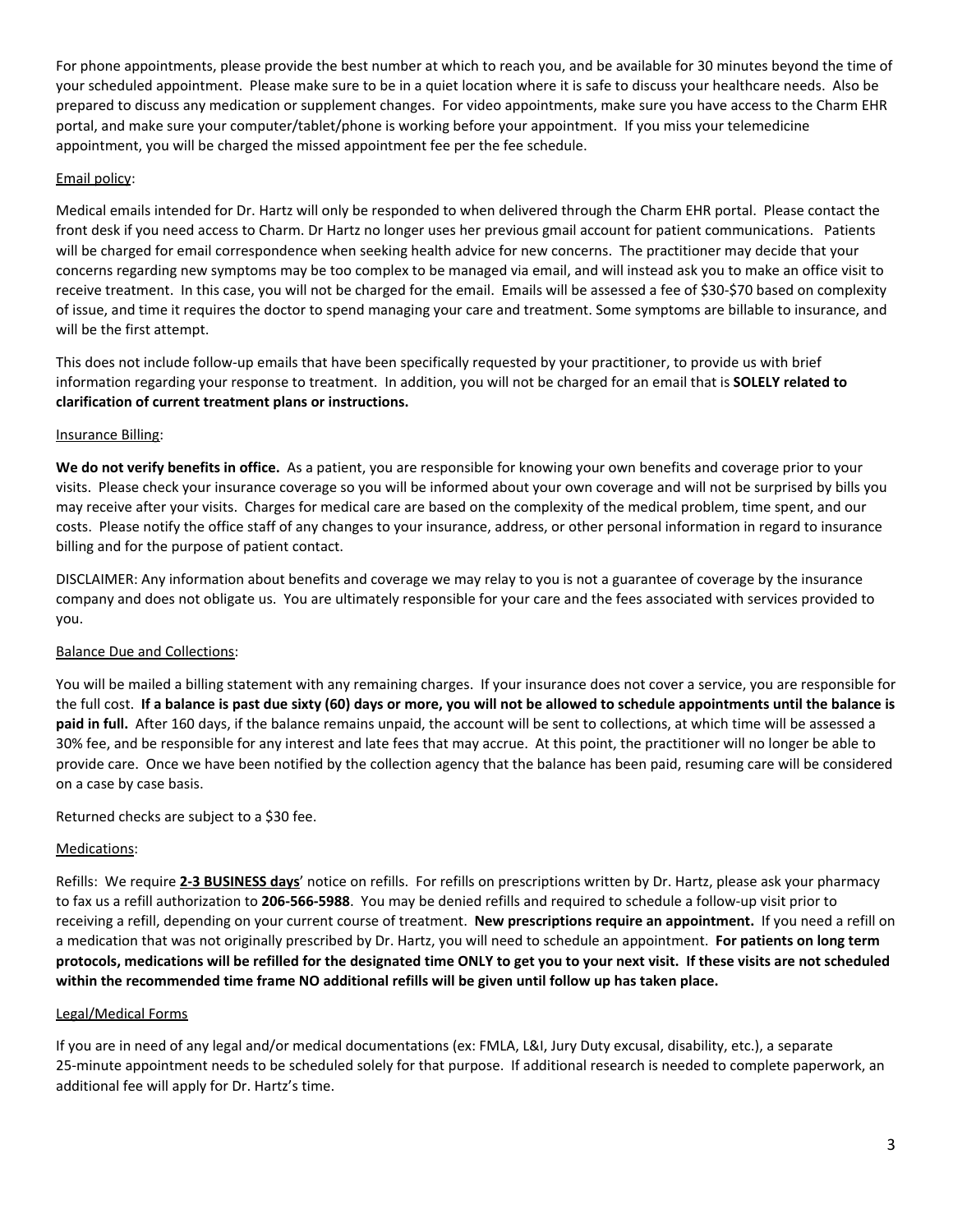For phone appointments, please provide the best number at which to reach you, and be available for 30 minutes beyond the time of your scheduled appointment. Please make sure to be in a quiet location where it is safe to discuss your healthcare needs. Also be prepared to discuss any medication or supplement changes. For video appointments, make sure you have access to the Charm EHR portal, and make sure your computer/tablet/phone is working before your appointment. If you miss your telemedicine appointment, you will be charged the missed appointment fee per the fee schedule.

<u>Email policy</u>:

Medical emails intended for Dr. Hartz will only be responded to when delivered through the Charm EHR portal. Please contact the front desk if you need access to Charm. Dr Hartz no longer uses her previous gmail account for patient communications. Patients will be charged for email correspondence when seeking health advice for new concerns. The practitioner may decide that your concerns regarding new symptoms may be too complex to be managed via email, and will instead ask you to make an office visit to receive treatment. In this case, you will not be charged for the email. Emails will be assessed a fee of $30-$70 based on complexity of issue, and time it requires the doctor to spend managing your care and treatment. Some symptoms are billable to insurance, and will be the first attempt.

This does not include follow-up emails that have been specifically requested by your practitioner, to provide us with brief information regarding your response to treatment. In addition, you will not be charged for an email that is **SOLELY related to clarification of current treatment plans or instructions.**

<u>Insurance Billing</u>:

**We do not verify benefits in office.** As a patient, you are responsible for knowing your own benefits and coverage prior to your visits. Please check your insurance coverage so you will be informed about your own coverage and will not be surprised by bills you may receive after your visits. Charges for medical care are based on the complexity of the medical problem, time spent, and our costs. Please notify the office staff of any changes to your insurance, address, or other personal information in regard to insurance billing and for the purpose of patient contact.

DISCLAIMER: Any information about benefits and coverage we may relay to you is not a guarantee of coverage by the insurance company and does not obligate us. You are ultimately responsible for your care and the fees associated with services provided to you.

<u>Balance Due and Collections</u>:

You will be mailed a billing statement with any remaining charges. If your insurance does not cover a service, you are responsible for the full cost. **If a balance is past due sixty (60) days or more, you will not be allowed to schedule appointments until the balance is paid in full.** After 160 days, if the balance remains unpaid, the account will be sent to collections, at which time will be assessed a 30% fee, and be responsible for any interest and late fees that may accrue. At this point, the practitioner will no longer be able to provide care. Once we have been notified by the collection agency that the balance has been paid, resuming care will be considered on a case by case basis.

Returned checks are subject to a $30 fee.

<u>Medications</u>:

Refills: We require **<u>2-3 BUSINESS days</u>**' notice on refills. For refills on prescriptions written by Dr. Hartz, please ask your pharmacy to fax us a refill authorization to **206-566-5988**. You may be denied refills and required to schedule a follow-up visit prior to receiving a refill, depending on your current course of treatment. **New prescriptions require an appointment.** If you need a refill on a medication that was not originally prescribed by Dr. Hartz, you will need to schedule an appointment. **For patients on long term protocols, medications will be refilled for the designated time ONLY to get you to your next visit. If these visits are not scheduled within the recommended time frame NO additional refills will be given until follow up has taken place.**

<u>Legal/Medical Forms</u>

If you are in need of any legal and/or medical documentations (ex: FMLA, L&I, Jury Duty excusal, disability, etc.), a separate 25-minute appointment needs to be scheduled solely for that purpose. If additional research is needed to complete paperwork, an additional fee will apply for Dr. Hartz's time.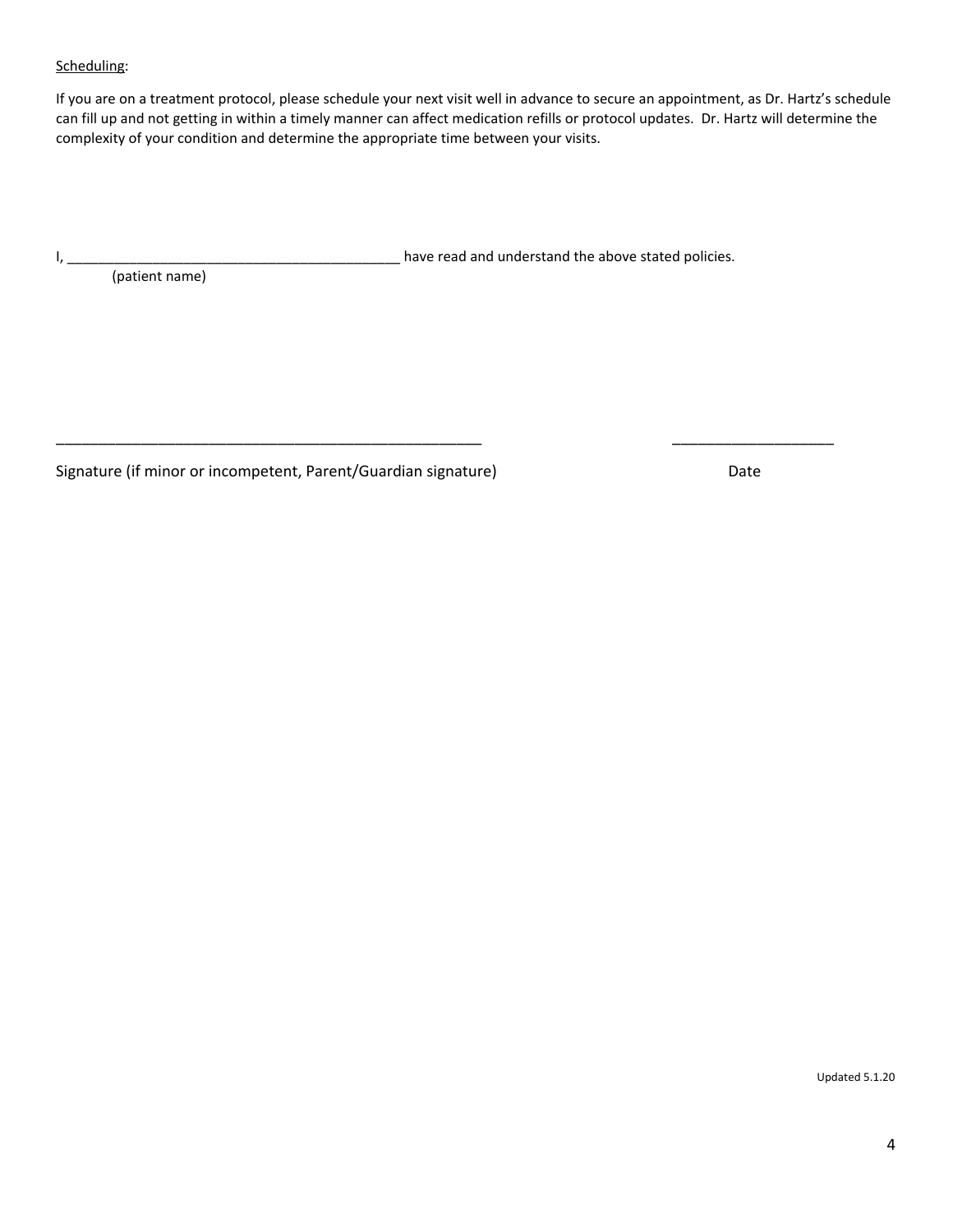<u>Scheduling</u>:

If you are on a treatment protocol, please schedule your next visit well in advance to secure an appointment, as Dr. Hartz's schedule can fill up and not getting in within a timely manner can affect medication refills or protocol updates. Dr. Hartz will determine the complexity of your condition and determine the appropriate time between your visits.

I, ___________________________________________ have read and understand the above stated policies.
(patient name)

_______________________________________________________ ____________________

Signature (if minor or incompetent, Parent/Guardian signature) Date

Updated 5.1.20